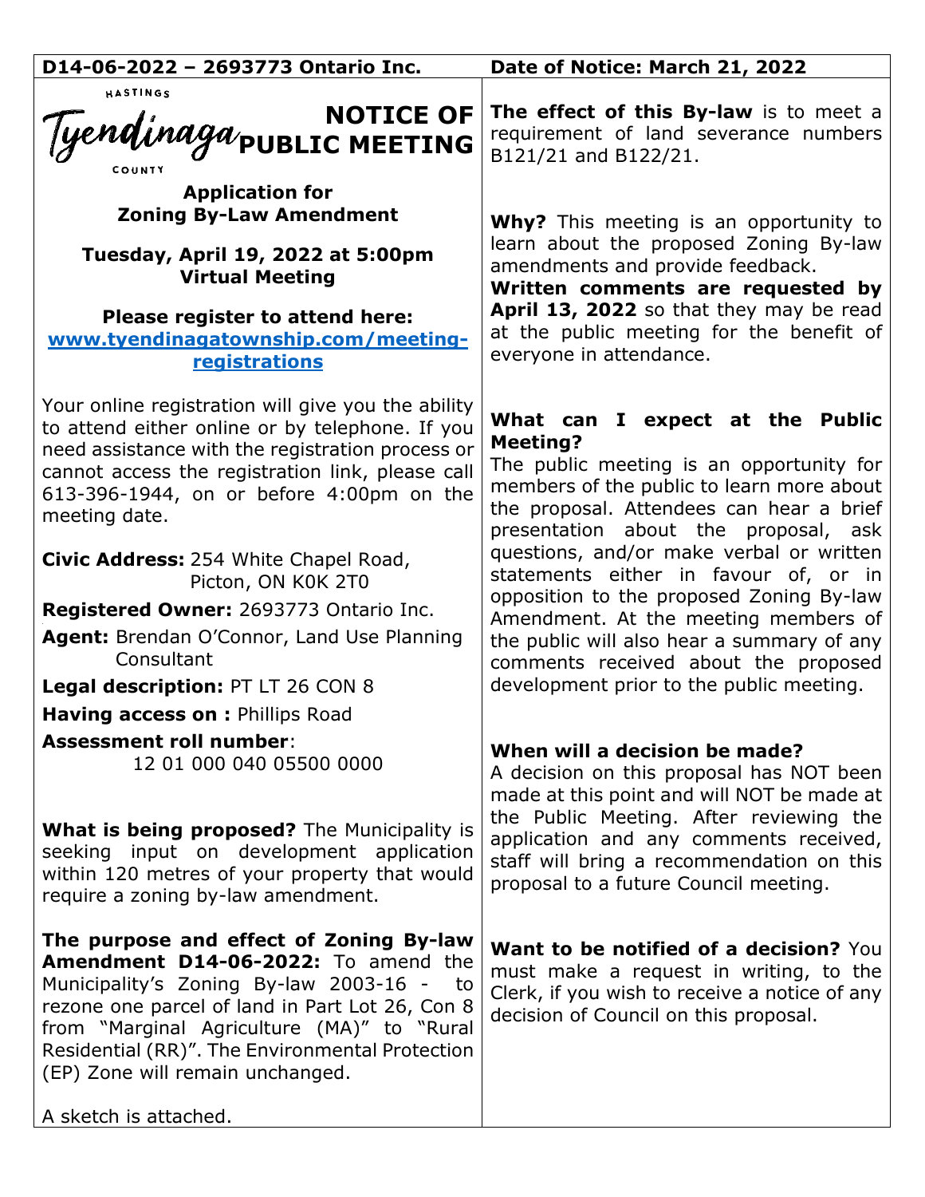**D14-06-2022 – 2693773 Ontario Inc.** | **Date of Notice: March 21, 2022**

HASTINGS Tyendinaga COUNTY

# NOTICE OF PUBLIC MEETING

**Application for Zoning By-Law Amendment**

**Tuesday, April 19, 2022 at 5:00pm**
**Virtual Meeting**

**Please register to attend here:**
**www.tyendinagatownship.com/meeting-registrations**

Your online registration will give you the ability to attend either online or by telephone. If you need assistance with the registration process or cannot access the registration link, please call 613-396-1944, on or before 4:00pm on the meeting date.

**Civic Address:** 254 White Chapel Road, Picton, ON K0K 2T0

**Registered Owner:** 2693773 Ontario Inc.

**Agent:** Brendan O'Connor, Land Use Planning Consultant

**Legal description:** PT LT 26 CON 8

**Having access on :** Phillips Road

**Assessment roll number**: 12 01 000 040 05500 0000

**What is being proposed?** The Municipality is seeking input on development application within 120 metres of your property that would require a zoning by-law amendment.

**The purpose and effect of Zoning By-law Amendment D14-06-2022:** To amend the Municipality's Zoning By-law 2003-16 - to rezone one parcel of land in Part Lot 26, Con 8 from "Marginal Agriculture (MA)" to "Rural Residential (RR)". The Environmental Protection (EP) Zone will remain unchanged.

A sketch is attached.

**The effect of this By-law** is to meet a requirement of land severance numbers B121/21 and B122/21.

**Why?** This meeting is an opportunity to learn about the proposed Zoning By-law amendments and provide feedback.
**Written comments are requested by April 13, 2022** so that they may be read at the public meeting for the benefit of everyone in attendance.

**What can I expect at the Public Meeting?**
The public meeting is an opportunity for members of the public to learn more about the proposal. Attendees can hear a brief presentation about the proposal, ask questions, and/or make verbal or written statements either in favour of, or in opposition to the proposed Zoning By-law Amendment. At the meeting members of the public will also hear a summary of any comments received about the proposed development prior to the public meeting.

**When will a decision be made?**
A decision on this proposal has NOT been made at this point and will NOT be made at the Public Meeting. After reviewing the application and any comments received, staff will bring a recommendation on this proposal to a future Council meeting.

**Want to be notified of a decision?** You must make a request in writing, to the Clerk, if you wish to receive a notice of any decision of Council on this proposal.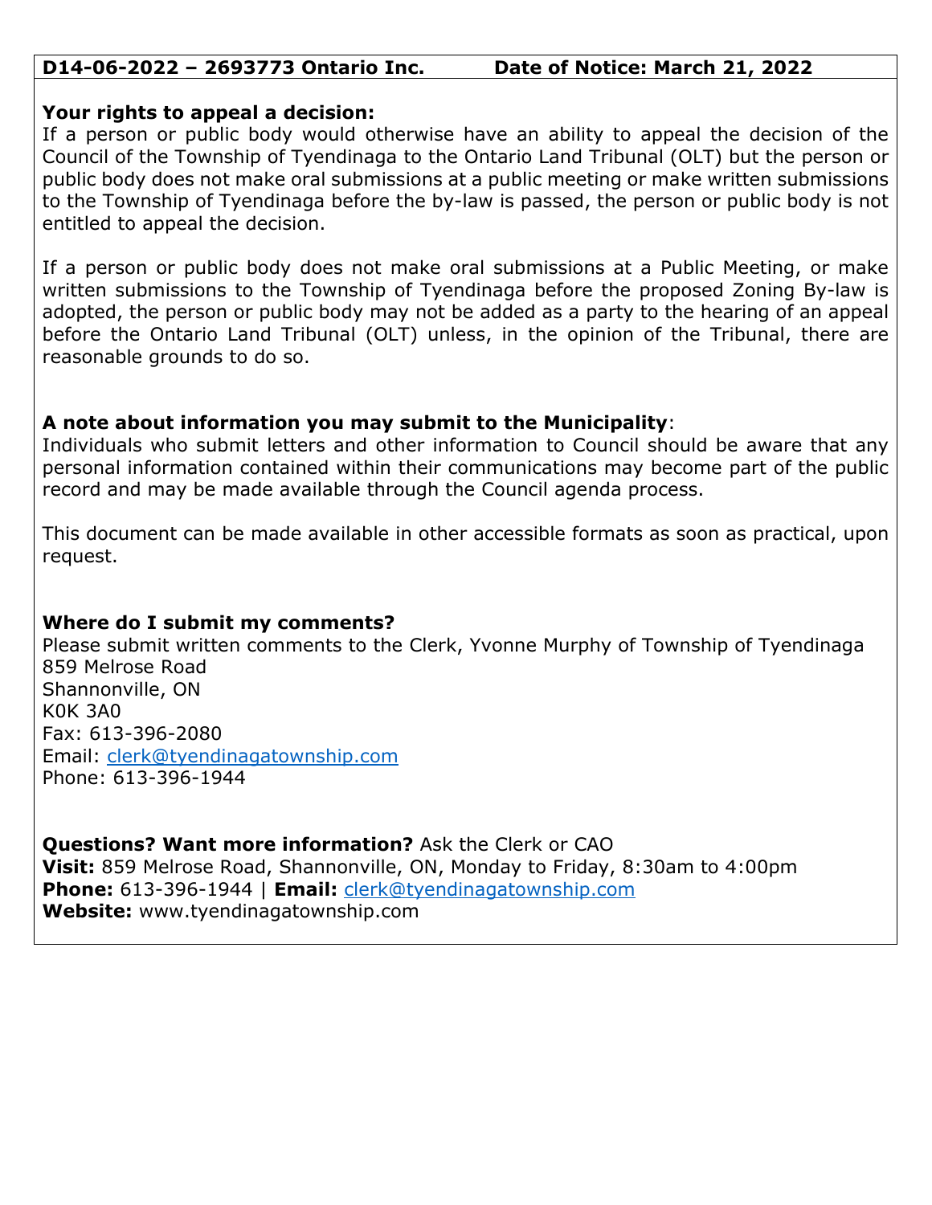**D14-06-2022 – 2693773 Ontario Inc. Date of Notice: March 21, 2022**

**Your rights to appeal a decision:**

If a person or public body would otherwise have an ability to appeal the decision of the Council of the Township of Tyendinaga to the Ontario Land Tribunal (OLT) but the person or public body does not make oral submissions at a public meeting or make written submissions to the Township of Tyendinaga before the by-law is passed, the person or public body is not entitled to appeal the decision.

If a person or public body does not make oral submissions at a Public Meeting, or make written submissions to the Township of Tyendinaga before the proposed Zoning By-law is adopted, the person or public body may not be added as a party to the hearing of an appeal before the Ontario Land Tribunal (OLT) unless, in the opinion of the Tribunal, there are reasonable grounds to do so.

**A note about information you may submit to the Municipality**:

Individuals who submit letters and other information to Council should be aware that any personal information contained within their communications may become part of the public record and may be made available through the Council agenda process.

This document can be made available in other accessible formats as soon as practical, upon request.

**Where do I submit my comments?**

Please submit written comments to the Clerk, Yvonne Murphy of Township of Tyendinaga
859 Melrose Road
Shannonville, ON
K0K 3A0
Fax: 613-396-2080
Email: clerk@tyendinagatownship.com
Phone: 613-396-1944

**Questions? Want more information?** Ask the Clerk or CAO
**Visit:** 859 Melrose Road, Shannonville, ON, Monday to Friday, 8:30am to 4:00pm
**Phone:** 613-396-1944 | **Email:** clerk@tyendinagatownship.com
**Website:** www.tyendinagatownship.com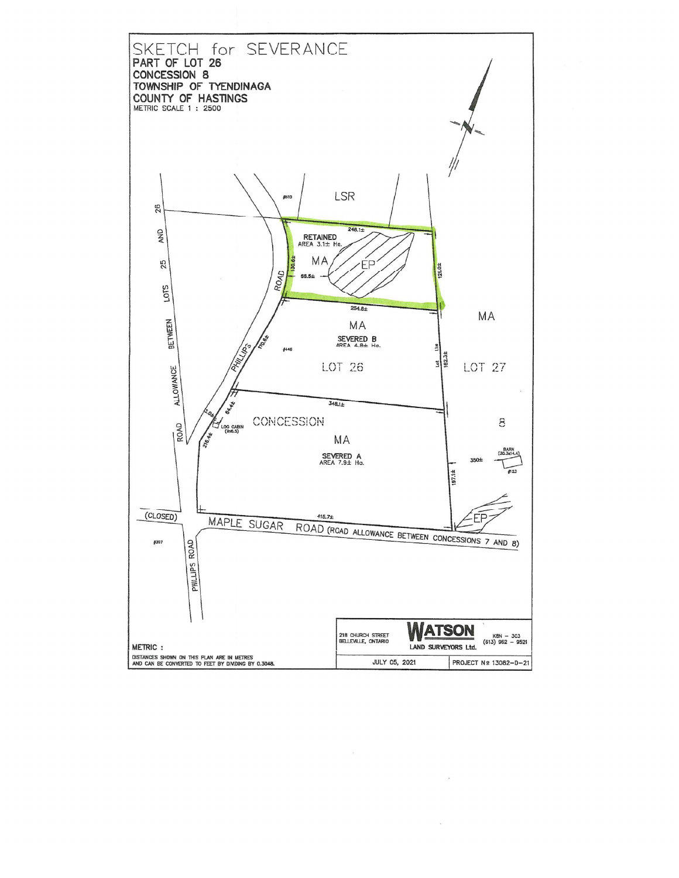# SKETCH for SEVERANCE

**PART OF LOT 26**
**CONCESSION 8**
**TOWNSHIP OF TYENDINAGA**
**COUNTY OF HASTINGS**
METRIC SCALE 1 : 2500

LSR

RETAINED
AREA 3.1± Ha.

MA

EP

246.1±

130.6±

66.5±

125.0±

254.8±

MA

MA

SEVERED B
AREA 4.8± Ha.

LOT 26

LOT 27

Lot Line

162.3±

170.6±

348.1±

PHILLIPS ROAD

ROAD ALLOWANCE BETWEEN LOTS 25 AND 26

64.4±

LOG CABIN (9x6.5)

CONCESSION

MA

SEVERED A
AREA 7.9± Ha.

216.4±

197.1±

350±

BARN (30.3x14.4)

415.7±

EP

(CLOSED)

MAPLE SUGAR ROAD (ROAD ALLOWANCE BETWEEN CONCESSIONS 7 AND 8)

PHILLIPS ROAD

**METRIC :**
DISTANCES SHOWN ON THIS PLAN ARE IN METRES AND CAN BE CONVERTED TO FEET BY DIVIDING BY 0.3048.

218 CHURCH STREET
BELLEVILLE, ONTARIO

**WATSON**
LAND SURVEYORS Ltd.

K8N – 3C3
(613) 962 – 9521

JULY 05, 2021

PROJECT № 13082-D-21